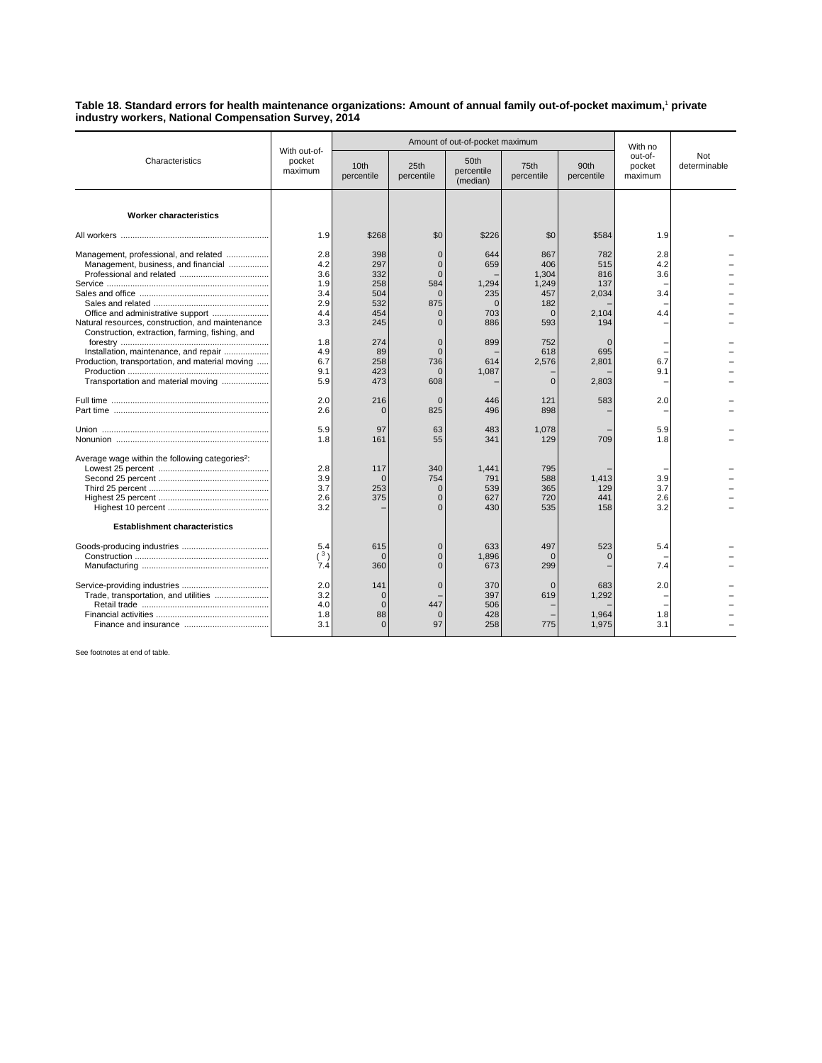**Table 18. Standard errors for health maintenance organizations: Amount of annual family out-of-pocket maximum,[1] private industry workers, National Compensation Survey, 2014**

| Characteristics | With out-of-pocket maximum | Amount of out-of-pocket maximum | | | | | With no out-of-pocket maximum | Not determinable |
|---|---|---|---|---|---|---|---|---|
| | | 10th percentile | 25th percentile | 50th percentile (median) | 75th percentile | 90th percentile | | |
| **Worker characteristics** | | | | | | | | |
| All workers | 1.9 | $268 | $0 | $226 | $0 | $584 | 1.9 | – |
| Management, professional, and related | 2.8 | 398 | 0 | 644 | 867 | 782 | 2.8 | – |
| Management, business, and financial | 4.2 | 297 | 0 | 659 | 406 | 515 | 4.2 | – |
| Professional and related | 3.6 | 332 | 0 | – | 1,304 | 816 | 3.6 | – |
| Service | 1.9 | 258 | 584 | 1,294 | 1,249 | 137 | – | – |
| Sales and office | 3.4 | 504 | 0 | 235 | 457 | 2,034 | 3.4 | – |
| Sales and related | 2.9 | 532 | 875 | 0 | 182 | – | – | – |
| Office and administrative support | 4.4 | 454 | 0 | 703 | 0 | 2,104 | 4.4 | – |
| Natural resources, construction, and maintenance | 3.3 | 245 | 0 | 886 | 593 | 194 | – | – |
| Construction, extraction, farming, fishing, and forestry | 1.8 | 274 | 0 | 899 | 752 | 0 | – | – |
| Installation, maintenance, and repair | 4.9 | 89 | 0 | – | 618 | 695 | – | – |
| Production, transportation, and material moving | 6.7 | 258 | 736 | 614 | 2,576 | 2,801 | 6.7 | – |
| Production | 9.1 | 423 | 0 | 1,087 | – | – | 9.1 | – |
| Transportation and material moving | 5.9 | 473 | 608 | – | 0 | 2,803 | – | – |
| Full time | 2.0 | 216 | 0 | 446 | 121 | 583 | 2.0 | – |
| Part time | 2.6 | 0 | 825 | 496 | 898 | – | – | – |
| Union | 5.9 | 97 | 63 | 483 | 1,078 | – | 5.9 | – |
| Nonunion | 1.8 | 161 | 55 | 341 | 129 | 709 | 1.8 | – |
| Average wage within the following categories[2]: | | | | | | | | |
| Lowest 25 percent | 2.8 | 117 | 340 | 1,441 | 795 | – | – | – |
| Second 25 percent | 3.9 | 0 | 754 | 791 | 588 | 1,413 | 3.9 | – |
| Third 25 percent | 3.7 | 253 | 0 | 539 | 365 | 129 | 3.7 | – |
| Highest 25 percent | 2.6 | 375 | 0 | 627 | 720 | 441 | 2.6 | – |
| Highest 10 percent | 3.2 | – | 0 | 430 | 535 | 158 | 3.2 | – |
| **Establishment characteristics** | | | | | | | | |
| Goods-producing industries | 5.4 | 615 | 0 | 633 | 497 | 523 | 5.4 | – |
| Construction | ([3]) | 0 | 0 | 1,896 | 0 | 0 | – | – |
| Manufacturing | 7.4 | 360 | 0 | 673 | 299 | – | 7.4 | – |
| Service-providing industries | 2.0 | 141 | 0 | 370 | 0 | 683 | 2.0 | – |
| Trade, transportation, and utilities | 3.2 | 0 | – | 397 | 619 | 1,292 | – | – |
| Retail trade | 4.0 | 0 | 447 | 506 | – | – | – | – |
| Financial activities | 1.8 | 88 | 0 | 428 | – | 1,964 | 1.8 | – |
| Finance and insurance | 3.1 | 0 | 97 | 258 | 775 | 1,975 | 3.1 | – |

See footnotes at end of table.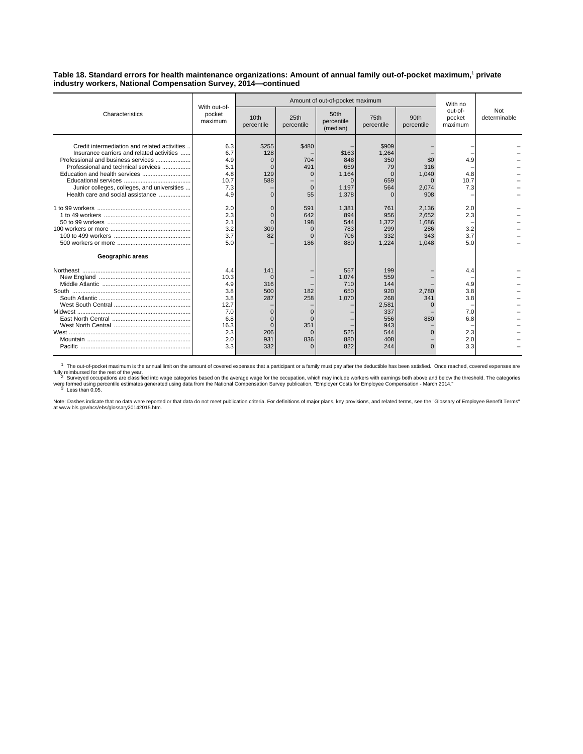**Table 18. Standard errors for health maintenance organizations: Amount of annual family out-of-pocket maximum,[1] private industry workers, National Compensation Survey, 2014—continued**

| Characteristics | With out-of-pocket maximum | Amount of out-of-pocket maximum | | | | | With no out-of-pocket maximum | Not determinable |
|---|---|---|---|---|---|---|---|---|
| | | 10th percentile | 25th percentile | 50th percentile (median) | 75th percentile | 90th percentile | | |
| Credit intermediation and related activities | 6.3 | $255 | $480 | – | $909 | – | – | – |
| Insurance carriers and related activities | 6.7 | 128 | – | $163 | 1,264 | – | – | – |
| Professional and business services | 4.9 | 0 | 704 | 848 | 350 | $0 | 4.9 | – |
| Professional and technical services | 5.1 | 0 | 491 | 659 | 79 | 316 | – | – |
| Education and health services | 4.8 | 129 | 0 | 1,164 | 0 | 1,040 | 4.8 | – |
| Educational services | 10.7 | 588 | – | 0 | 659 | 0 | 10.7 | – |
| Junior colleges, colleges, and universities | 7.3 | – | 0 | 1,197 | 564 | 2,074 | 7.3 | – |
| Health care and social assistance | 4.9 | 0 | 55 | 1,378 | 0 | 908 | – | – |
| 1 to 99 workers | 2.0 | 0 | 591 | 1,381 | 761 | 2,136 | 2.0 | – |
| 1 to 49 workers | 2.3 | 0 | 642 | 894 | 956 | 2,652 | 2.3 | – |
| 50 to 99 workers | 2.1 | 0 | 198 | 544 | 1,372 | 1,686 | – | – |
| 100 workers or more | 3.2 | 309 | 0 | 783 | 299 | 286 | 3.2 | – |
| 100 to 499 workers | 3.7 | 82 | 0 | 706 | 332 | 343 | 3.7 | – |
| 500 workers or more | 5.0 | – | 186 | 880 | 1,224 | 1,048 | 5.0 | – |
| **Geographic areas** | | | | | | | | |
| Northeast | 4.4 | 141 | – | 557 | 199 | – | 4.4 | – |
| New England | 10.3 | 0 | – | 1,074 | 559 | – | – | – |
| Middle Atlantic | 4.9 | 316 | – | 710 | 144 | – | 4.9 | – |
| South | 3.8 | 500 | 182 | 650 | 920 | 2,780 | 3.8 | – |
| South Atlantic | 3.8 | 287 | 258 | 1,070 | 268 | 341 | 3.8 | – |
| West South Central | 12.7 | – | – | – | 2,581 | 0 | – | – |
| Midwest | 7.0 | 0 | 0 | – | 337 | – | 7.0 | – |
| East North Central | 6.8 | 0 | 0 | – | 556 | 880 | 6.8 | – |
| West North Central | 16.3 | 0 | 351 | – | 943 | – | – | – |
| West | 2.3 | 206 | 0 | 525 | 544 | 0 | 2.3 | – |
| Mountain | 2.0 | 931 | 836 | 880 | 408 | – | 2.0 | – |
| Pacific | 3.3 | 332 | 0 | 822 | 244 | 0 | 3.3 | – |

[1] The out-of-pocket maximum is the annual limit on the amount of covered expenses that a participant or a family must pay after the deductible has been satisfied. Once reached, covered expenses are fully reimbursed for the rest of the year.

[2] Surveyed occupations are classified into wage categories based on the average wage for the occupation, which may include workers with earnings both above and below the threshold. The categories were formed using percentile estimates generated using data from the National Compensation Survey publication, "Employer Costs for Employee Compensation - March 2014."

[3] Less than 0.05.

Note: Dashes indicate that no data were reported or that data do not meet publication criteria. For definitions of major plans, key provisions, and related terms, see the "Glossary of Employee Benefit Terms" at www.bls.gov/ncs/ebs/glossary20142015.htm.